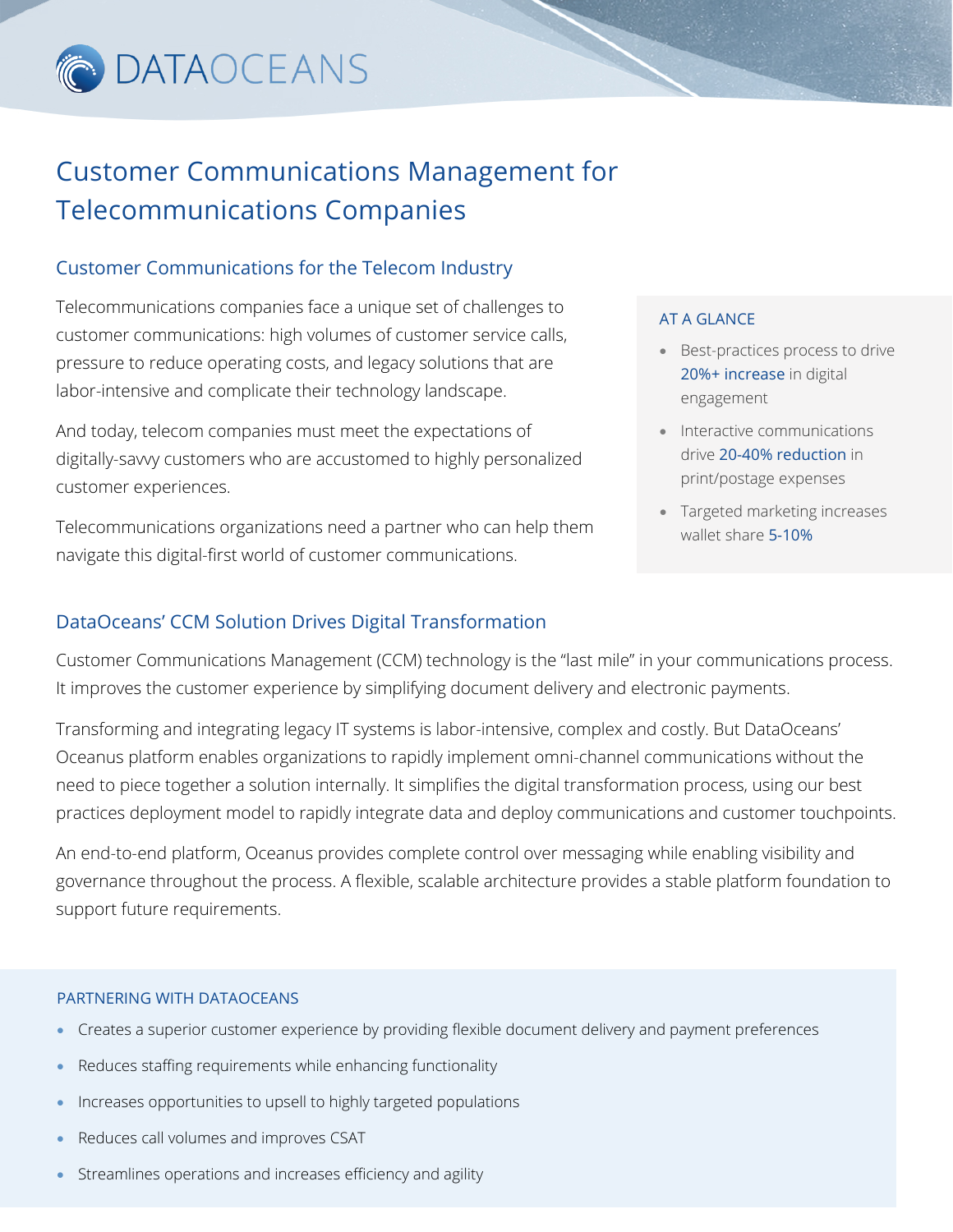DATAOCEANS

# Customer Communications Management for Telecommunications Companies

## Customer Communications for the Telecom Industry

Telecommunications companies face a unique set of challenges to customer communications: high volumes of customer service calls, pressure to reduce operating costs, and legacy solutions that are labor-intensive and complicate their technology landscape.

And today, telecom companies must meet the expectations of digitally-savvy customers who are accustomed to highly personalized customer experiences.

Telecommunications organizations need a partner who can help them navigate this digital-first world of customer communications.

### AT A GLANCE

- Best-practices process to drive 20%+ increase in digital engagement
- Interactive communications drive 20-40% reduction in print/postage expenses
- Targeted marketing increases wallet share 5-10%

## DataOceans' CCM Solution Drives Digital Transformation

Customer Communications Management (CCM) technology is the "last mile" in your communications process. It improves the customer experience by simplifying document delivery and electronic payments.

Transforming and integrating legacy IT systems is labor-intensive, complex and costly. But DataOceans' Oceanus platform enables organizations to rapidly implement omni-channel communications without the need to piece together a solution internally. It simplifies the digital transformation process, using our best practices deployment model to rapidly integrate data and deploy communications and customer touchpoints.

An end-to-end platform, Oceanus provides complete control over messaging while enabling visibility and governance throughout the process. A flexible, scalable architecture provides a stable platform foundation to support future requirements.

### PARTNERING WITH DATAOCEANS

- Creates a superior customer experience by providing flexible document delivery and payment preferences
- Reduces staffing requirements while enhancing functionality
- Increases opportunities to upsell to highly targeted populations
- Reduces call volumes and improves CSAT
- Streamlines operations and increases efficiency and agility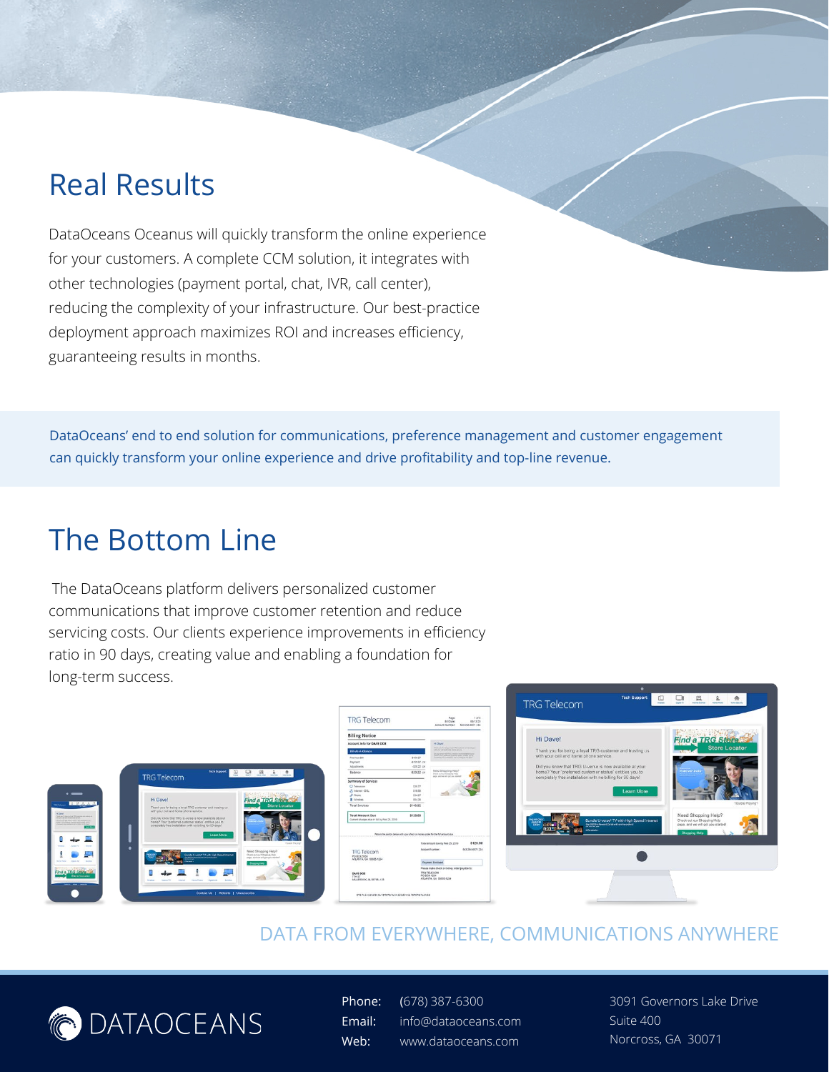## Real Results

DataOceans Oceanus will quickly transform the online experience for your customers. A complete CCM solution, it integrates with other technologies (payment portal, chat, IVR, call center), reducing the complexity of your infrastructure. Our best-practice deployment approach maximizes ROI and increases efficiency, guaranteeing results in months.

DataOceans' end to end solution for communications, preference management and customer engagement can quickly transform your online experience and drive profitability and top-line revenue.

## The Bottom Line

The DataOceans platform delivers personalized customer communications that improve customer retention and reduce servicing costs. Our clients experience improvements in efficiency ratio in 90 days, creating value and enabling a foundation for long-term success.

DATA FROM EVERYWHERE, COMMUNICATIONS ANYWHERE

DATAOCEANS

Phone: (678) 387-6300
Email: info@dataoceans.com
Web: www.dataoceans.com

3091 Governors Lake Drive
Suite 400
Norcross, GA 30071